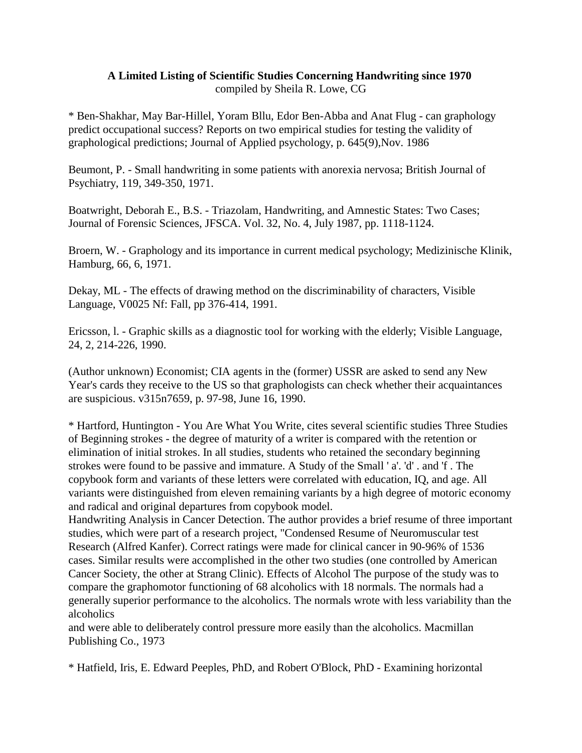**A Limited Listing of Scientific Studies Concerning Handwriting since 1970**
compiled by Sheila R. Lowe, CG

* Ben-Shakhar, May Bar-Hillel, Yoram Bllu, Edor Ben-Abba and Anat Flug - can graphology predict occupational success? Reports on two empirical studies for testing the validity of graphological predictions; Journal of Applied psychology, p. 645(9),Nov. 1986

Beumont, P. - Small handwriting in some patients with anorexia nervosa; British Journal of Psychiatry, 119, 349-350, 1971.

Boatwright, Deborah E., B.S. - Triazolam, Handwriting, and Amnestic States: Two Cases; Journal of Forensic Sciences, JFSCA. Vol. 32, No. 4, July 1987, pp. 1118-1124.

Broern, W. - Graphology and its importance in current medical psychology; Medizinische Klinik, Hamburg, 66, 6, 1971.

Dekay, ML - The effects of drawing method on the discriminability of characters, Visible Language, V0025 Nf: Fall, pp 376-414, 1991.

Ericsson, l. - Graphic skills as a diagnostic tool for working with the elderly; Visible Language, 24, 2, 214-226, 1990.

(Author unknown) Economist; CIA agents in the (former) USSR are asked to send any New Year's cards they receive to the US so that graphologists can check whether their acquaintances are suspicious. v315n7659, p. 97-98, June 16, 1990.

* Hartford, Huntington - You Are What You Write, cites several scientific studies Three Studies of Beginning strokes - the degree of maturity of a writer is compared with the retention or elimination of initial strokes. In all studies, students who retained the secondary beginning strokes were found to be passive and immature. A Study of the Small ' a'. 'd' . and 'f . The copybook form and variants of these letters were correlated with education, IQ, and age. All variants were distinguished from eleven remaining variants by a high degree of motoric economy and radical and original departures from copybook model.
Handwriting Analysis in Cancer Detection. The author provides a brief resume of three important studies, which were part of a research project, "Condensed Resume of Neuromuscular test Research (Alfred Kanfer). Correct ratings were made for clinical cancer in 90-96% of 1536 cases. Similar results were accomplished in the other two studies (one controlled by American Cancer Society, the other at Strang Clinic). Effects of Alcohol The purpose of the study was to compare the graphomotor functioning of 68 alcoholics with 18 normals. The normals had a generally superior performance to the alcoholics. The normals wrote with less variability than the alcoholics
and were able to deliberately control pressure more easily than the alcoholics. Macmillan Publishing Co., 1973

* Hatfield, Iris, E. Edward Peeples, PhD, and Robert O'Block, PhD - Examining horizontal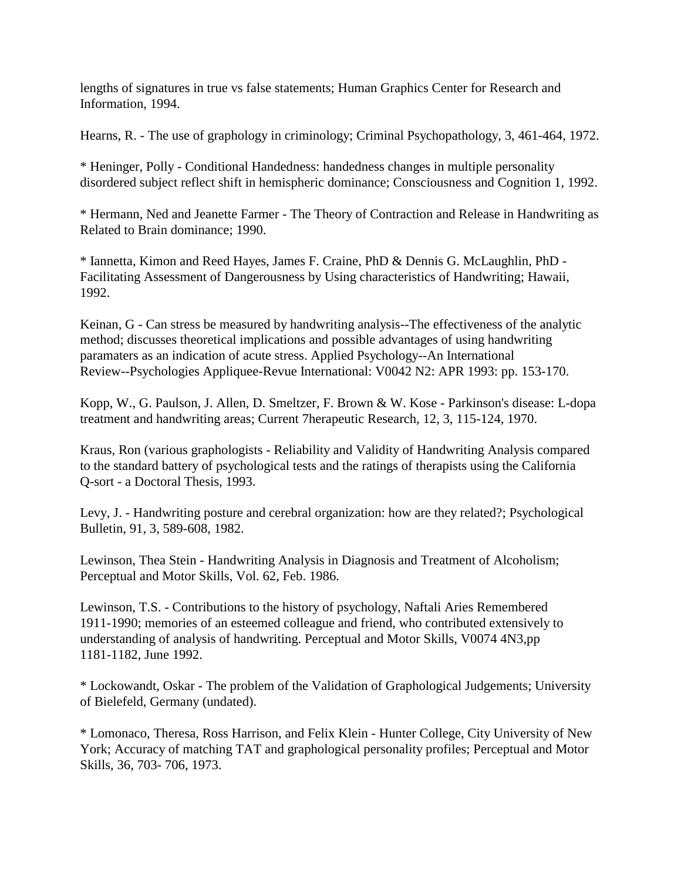lengths of signatures in true vs false statements; Human Graphics Center for Research and Information, 1994.

Hearns, R. - The use of graphology in criminology; Criminal Psychopathology, 3, 461-464, 1972.

* Heninger, Polly - Conditional Handedness: handedness changes in multiple personality disordered subject reflect shift in hemispheric dominance; Consciousness and Cognition 1, 1992.

* Hermann, Ned and Jeanette Farmer - The Theory of Contraction and Release in Handwriting as Related to Brain dominance; 1990.

* Iannetta, Kimon and Reed Hayes, James F. Craine, PhD & Dennis G. McLaughlin, PhD - Facilitating Assessment of Dangerousness by Using characteristics of Handwriting; Hawaii, 1992.

Keinan, G - Can stress be measured by handwriting analysis--The effectiveness of the analytic method; discusses theoretical implications and possible advantages of using handwriting paramaters as an indication of acute stress. Applied Psychology--An International Review--Psychologies Appliquee-Revue International: V0042 N2: APR 1993: pp. 153-170.

Kopp, W., G. Paulson, J. Allen, D. Smeltzer, F. Brown & W. Kose - Parkinson's disease: L-dopa treatment and handwriting areas; Current 7herapeutic Research, 12, 3, 115-124, 1970.

Kraus, Ron (various graphologists - Reliability and Validity of Handwriting Analysis compared to the standard battery of psychological tests and the ratings of therapists using the California Q-sort - a Doctoral Thesis, 1993.

Levy, J. - Handwriting posture and cerebral organization: how are they related?; Psychological Bulletin, 91, 3, 589-608, 1982.

Lewinson, Thea Stein - Handwriting Analysis in Diagnosis and Treatment of Alcoholism; Perceptual and Motor Skills, Vol. 62, Feb. 1986.

Lewinson, T.S. - Contributions to the history of psychology, Naftali Aries Remembered 1911-1990; memories of an esteemed colleague and friend, who contributed extensively to understanding of analysis of handwriting. Perceptual and Motor Skills, V0074 4N3,pp 1181-1182, June 1992.

* Lockowandt, Oskar - The problem of the Validation of Graphological Judgements; University of Bielefeld, Germany (undated).

* Lomonaco, Theresa, Ross Harrison, and Felix Klein - Hunter College, City University of New York; Accuracy of matching TAT and graphological personality profiles; Perceptual and Motor Skills, 36, 703- 706, 1973.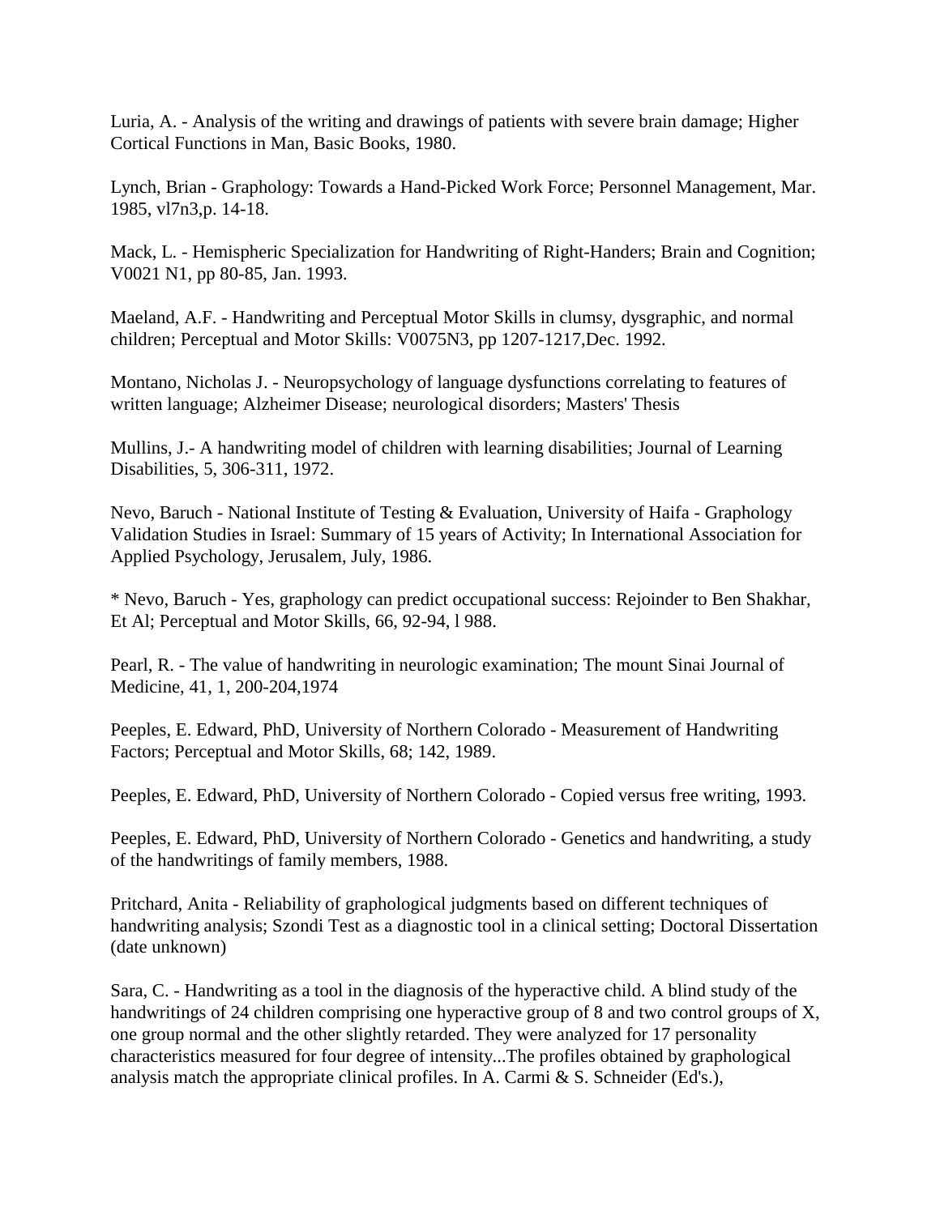Luria, A. - Analysis of the writing and drawings of patients with severe brain damage; Higher Cortical Functions in Man, Basic Books, 1980.

Lynch, Brian - Graphology: Towards a Hand-Picked Work Force; Personnel Management, Mar. 1985, vl7n3,p. 14-18.

Mack, L. - Hemispheric Specialization for Handwriting of Right-Handers; Brain and Cognition; V0021 N1, pp 80-85, Jan. 1993.

Maeland, A.F. - Handwriting and Perceptual Motor Skills in clumsy, dysgraphic, and normal children; Perceptual and Motor Skills: V0075N3, pp 1207-1217,Dec. 1992.

Montano, Nicholas J. - Neuropsychology of language dysfunctions correlating to features of written language; Alzheimer Disease; neurological disorders; Masters' Thesis

Mullins, J.- A handwriting model of children with learning disabilities; Journal of Learning Disabilities, 5, 306-311, 1972.

Nevo, Baruch - National Institute of Testing & Evaluation, University of Haifa - Graphology Validation Studies in Israel: Summary of 15 years of Activity; In International Association for Applied Psychology, Jerusalem, July, 1986.

* Nevo, Baruch - Yes, graphology can predict occupational success: Rejoinder to Ben Shakhar, Et Al; Perceptual and Motor Skills, 66, 92-94, l 988.

Pearl, R. - The value of handwriting in neurologic examination; The mount Sinai Journal of Medicine, 41, 1, 200-204,1974

Peeples, E. Edward, PhD, University of Northern Colorado - Measurement of Handwriting Factors; Perceptual and Motor Skills, 68; 142, 1989.

Peeples, E. Edward, PhD, University of Northern Colorado - Copied versus free writing, 1993.

Peeples, E. Edward, PhD, University of Northern Colorado - Genetics and handwriting, a study of the handwritings of family members, 1988.

Pritchard, Anita - Reliability of graphological judgments based on different techniques of handwriting analysis; Szondi Test as a diagnostic tool in a clinical setting; Doctoral Dissertation (date unknown)

Sara, C. - Handwriting as a tool in the diagnosis of the hyperactive child. A blind study of the handwritings of 24 children comprising one hyperactive group of 8 and two control groups of X, one group normal and the other slightly retarded. They were analyzed for 17 personality characteristics measured for four degree of intensity...The profiles obtained by graphological analysis match the appropriate clinical profiles. In A. Carmi & S. Schneider (Ed's.),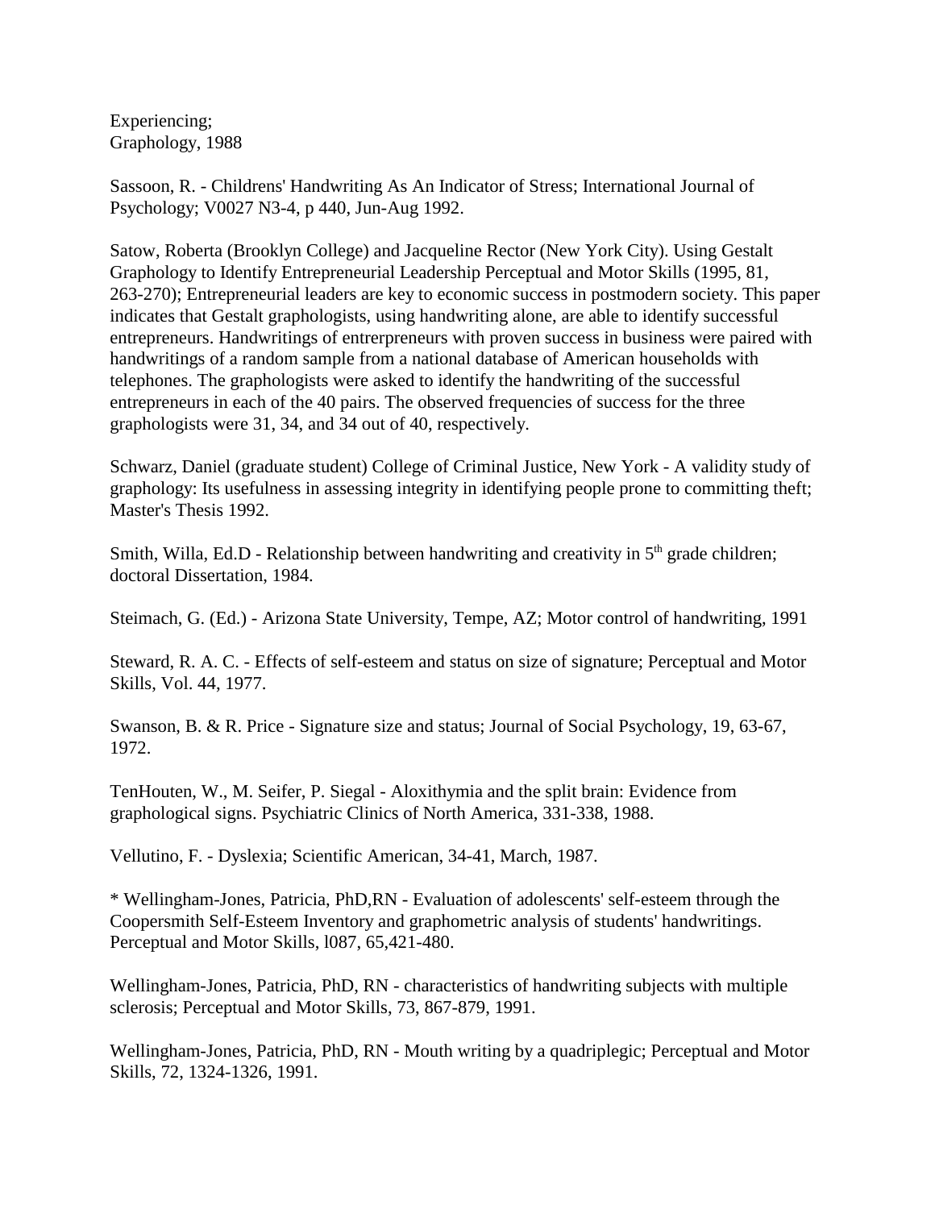Experiencing;
Graphology, 1988

Sassoon, R. - Childrens' Handwriting As An Indicator of Stress; International Journal of Psychology; V0027 N3-4, p 440, Jun-Aug 1992.

Satow, Roberta (Brooklyn College) and Jacqueline Rector (New York City). Using Gestalt Graphology to Identify Entrepreneurial Leadership Perceptual and Motor Skills (1995, 81, 263-270); Entrepreneurial leaders are key to economic success in postmodern society. This paper indicates that Gestalt graphologists, using handwriting alone, are able to identify successful entrepreneurs. Handwritings of entrerpreneurs with proven success in business were paired with handwritings of a random sample from a national database of American households with telephones. The graphologists were asked to identify the handwriting of the successful entrepreneurs in each of the 40 pairs. The observed frequencies of success for the three graphologists were 31, 34, and 34 out of 40, respectively.

Schwarz, Daniel (graduate student) College of Criminal Justice, New York - A validity study of graphology: Its usefulness in assessing integrity in identifying people prone to committing theft; Master's Thesis 1992.

Smith, Willa, Ed.D - Relationship between handwriting and creativity in 5th grade children; doctoral Dissertation, 1984.

Steimach, G. (Ed.) - Arizona State University, Tempe, AZ; Motor control of handwriting, 1991

Steward, R. A. C. - Effects of self-esteem and status on size of signature; Perceptual and Motor Skills, Vol. 44, 1977.

Swanson, B. & R. Price - Signature size and status; Journal of Social Psychology, 19, 63-67, 1972.

TenHouten, W., M. Seifer, P. Siegal - Aloxithymia and the split brain: Evidence from graphological signs. Psychiatric Clinics of North America, 331-338, 1988.

Vellutino, F. - Dyslexia; Scientific American, 34-41, March, 1987.

* Wellingham-Jones, Patricia, PhD,RN - Evaluation of adolescents' self-esteem through the Coopersmith Self-Esteem Inventory and graphometric analysis of students' handwritings. Perceptual and Motor Skills, l087, 65,421-480.

Wellingham-Jones, Patricia, PhD, RN - characteristics of handwriting subjects with multiple sclerosis; Perceptual and Motor Skills, 73, 867-879, 1991.

Wellingham-Jones, Patricia, PhD, RN - Mouth writing by a quadriplegic; Perceptual and Motor Skills, 72, 1324-1326, 1991.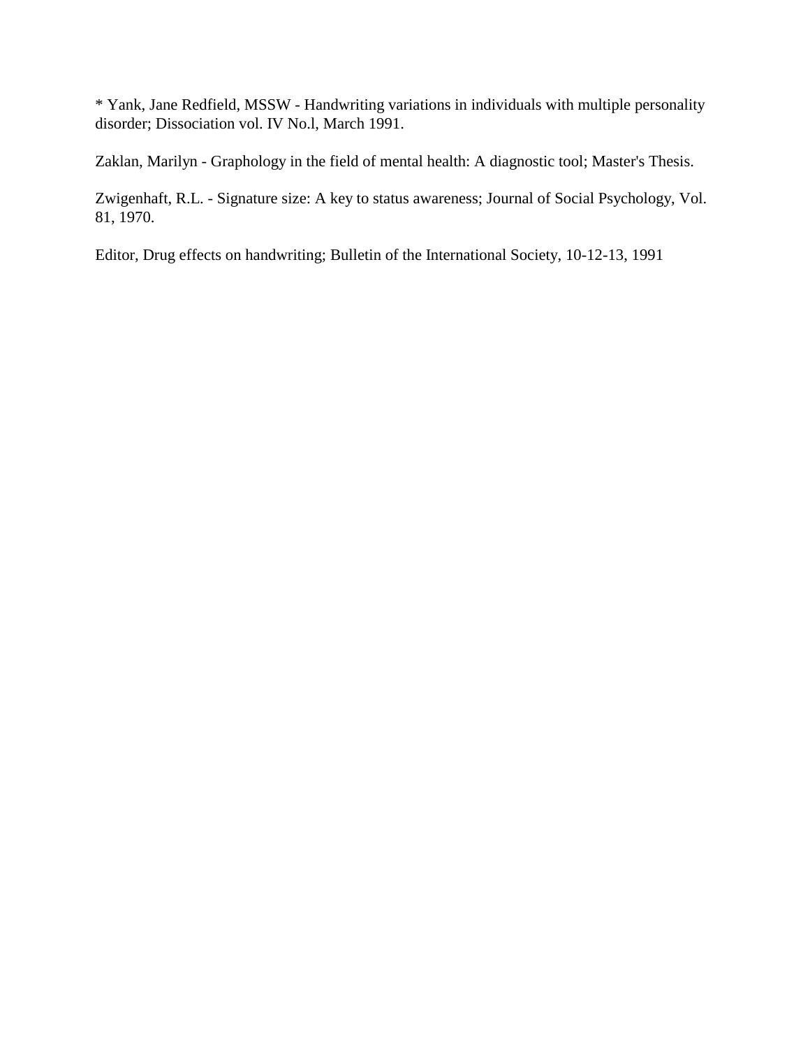* Yank, Jane Redfield, MSSW - Handwriting variations in individuals with multiple personality disorder; Dissociation vol. IV No.l, March 1991.

Zaklan, Marilyn - Graphology in the field of mental health: A diagnostic tool; Master's Thesis.

Zwigenhaft, R.L. - Signature size: A key to status awareness; Journal of Social Psychology, Vol. 81, 1970.

Editor, Drug effects on handwriting; Bulletin of the International Society, 10-12-13, 1991